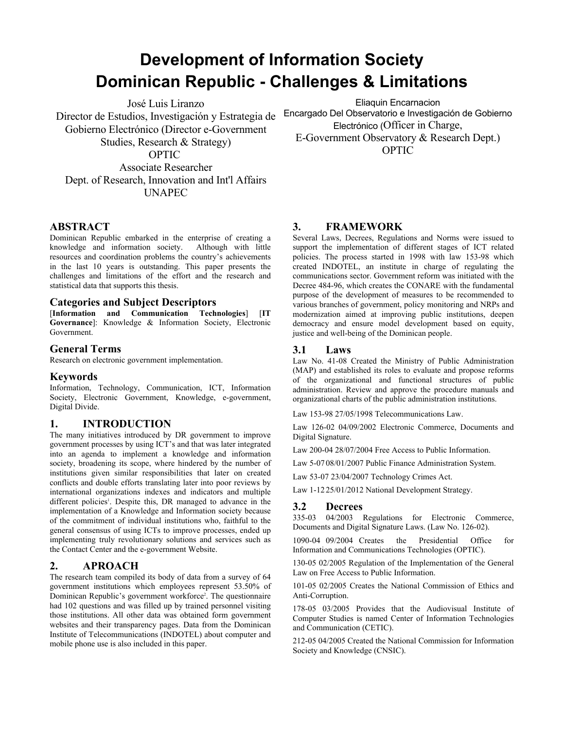# Development of Information Society Dominican Republic - Challenges & Limitations

José Luis Liranzo
Director de Estudios, Investigación y Estrategia de Gobierno Electrónico (Director e-Government Studies, Research & Strategy)
OPTIC
Associate Researcher
Dept. of Research, Innovation and Int'l Affairs
UNAPEC

Eliaquin Encarnacion
Encargado Del Observatorio e Investigación de Gobierno Electrónico (Officer in Charge, E-Government Observatory & Research Dept.)
OPTIC

## ABSTRACT

Dominican Republic embarked in the enterprise of creating a knowledge and information society. Although with little resources and coordination problems the country's achievements in the last 10 years is outstanding. This paper presents the challenges and limitations of the effort and the research and statistical data that supports this thesis.

### Categories and Subject Descriptors

[**Information and Communication Technologies**] [**IT Governance**]: Knowledge & Information Society, Electronic Government.

### General Terms

Research on electronic government implementation.

### Keywords

Information, Technology, Communication, ICT, Information Society, Electronic Government, Knowledge, e-government, Digital Divide.

## 1. INTRODUCTION

The many initiatives introduced by DR government to improve government processes by using ICT's and that was later integrated into an agenda to implement a knowledge and information society, broadening its scope, where hindered by the number of institutions given similar responsibilities that later on created conflicts and double efforts translating later into poor reviews by international organizations indexes and indicators and multiple different policies[1]. Despite this, DR managed to advance in the implementation of a Knowledge and Information society because of the commitment of individual institutions who, faithful to the general consensus of using ICTs to improve processes, ended up implementing truly revolutionary solutions and services such as the Contact Center and the e-government Website.

## 2. APROACH

The research team compiled its body of data from a survey of 64 government institutions which employees represent 53.50% of Dominican Republic's government workforce[2]. The questionnaire had 102 questions and was filled up by trained personnel visiting those institutions. All other data was obtained form government websites and their transparency pages. Data from the Dominican Institute of Telecommunications (INDOTEL) about computer and mobile phone use is also included in this paper.

## 3. FRAMEWORK

Several Laws, Decrees, Regulations and Norms were issued to support the implementation of different stages of ICT related policies. The process started in 1998 with law 153-98 which created INDOTEL, an institute in charge of regulating the communications sector. Government reform was initiated with the Decree 484-96, which creates the CONARE with the fundamental purpose of the development of measures to be recommended to various branches of government, policy monitoring and NRPs and modernization aimed at improving public institutions, deepen democracy and ensure model development based on equity, justice and well-being of the Dominican people.

### 3.1 Laws

Law No. 41-08 Created the Ministry of Public Administration (MAP) and established its roles to evaluate and propose reforms of the organizational and functional structures of public administration. Review and approve the procedure manuals and organizational charts of the public administration institutions.

Law 153-98 27/05/1998 Telecommunications Law.

Law 126-02 04/09/2002 Electronic Commerce, Documents and Digital Signature.

Law 200-04 28/07/2004 Free Access to Public Information.

Law 5-07 08/01/2007 Public Finance Administration System.

Law 53-07 23/04/2007 Technology Crimes Act.

Law 1-12 25/01/2012 National Development Strategy.

### 3.2 Decrees

335-03 04/2003 Regulations for Electronic Commerce, Documents and Digital Signature Laws. (Law No. 126-02).

1090-04 09/2004 Creates the Presidential Office for Information and Communications Technologies (OPTIC).

130-05 02/2005 Regulation of the Implementation of the General Law on Free Access to Public Information.

101-05 02/2005 Creates the National Commission of Ethics and Anti-Corruption.

178-05 03/2005 Provides that the Audiovisual Institute of Computer Studies is named Center of Information Technologies and Communication (CETIC).

212-05 04/2005 Created the National Commission for Information Society and Knowledge (CNSIC).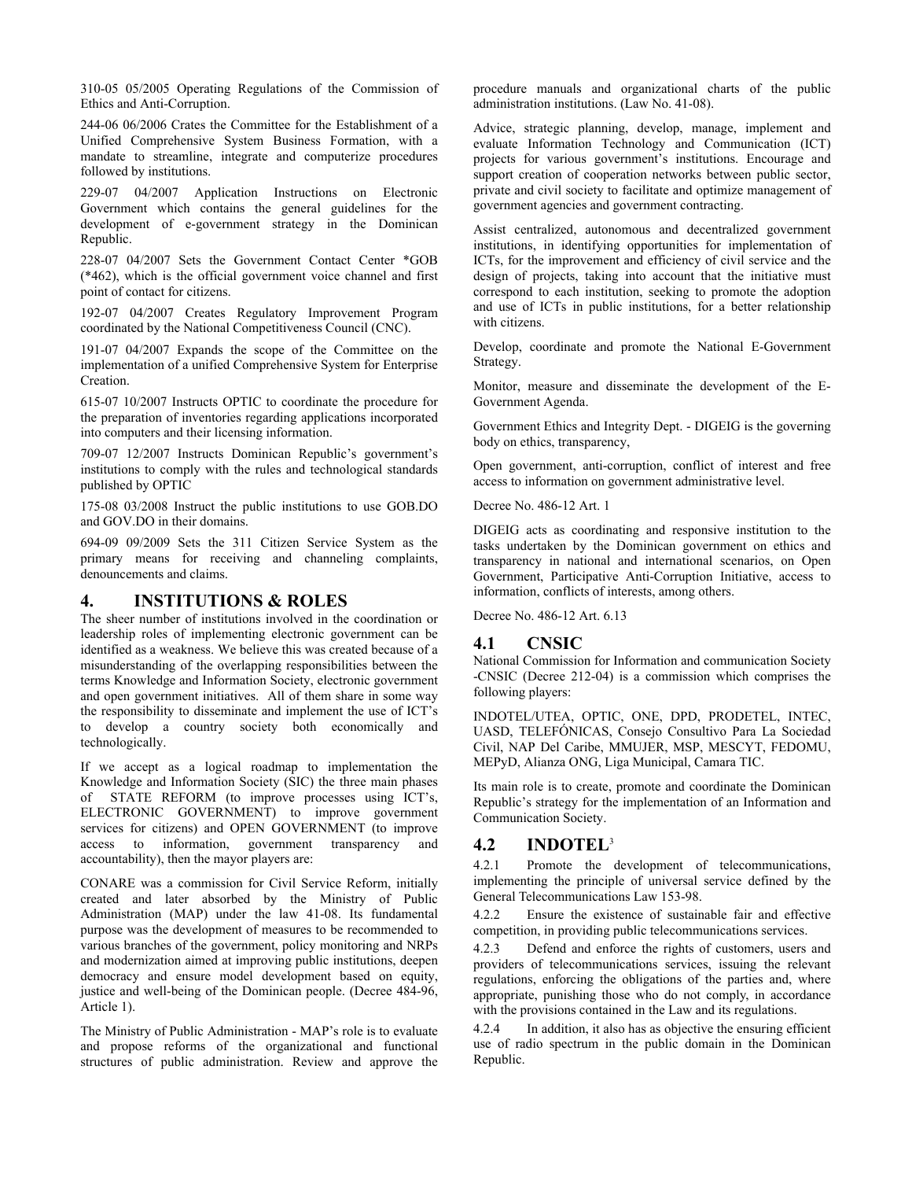310-05 05/2005 Operating Regulations of the Commission of Ethics and Anti-Corruption.

244-06 06/2006 Crates the Committee for the Establishment of a Unified Comprehensive System Business Formation, with a mandate to streamline, integrate and computerize procedures followed by institutions.

229-07 04/2007 Application Instructions on Electronic Government which contains the general guidelines for the development of e-government strategy in the Dominican Republic.

228-07 04/2007 Sets the Government Contact Center *GOB (*462), which is the official government voice channel and first point of contact for citizens.

192-07 04/2007 Creates Regulatory Improvement Program coordinated by the National Competitiveness Council (CNC).

191-07 04/2007 Expands the scope of the Committee on the implementation of a unified Comprehensive System for Enterprise Creation.

615-07 10/2007 Instructs OPTIC to coordinate the procedure for the preparation of inventories regarding applications incorporated into computers and their licensing information.

709-07 12/2007 Instructs Dominican Republic's government's institutions to comply with the rules and technological standards published by OPTIC

175-08 03/2008 Instruct the public institutions to use GOB.DO and GOV.DO in their domains.

694-09 09/2009 Sets the 311 Citizen Service System as the primary means for receiving and channeling complaints, denouncements and claims.

## 4. INSTITUTIONS & ROLES

The sheer number of institutions involved in the coordination or leadership roles of implementing electronic government can be identified as a weakness. We believe this was created because of a misunderstanding of the overlapping responsibilities between the terms Knowledge and Information Society, electronic government and open government initiatives. All of them share in some way the responsibility to disseminate and implement the use of ICT's to develop a country society both economically and technologically.

If we accept as a logical roadmap to implementation the Knowledge and Information Society (SIC) the three main phases of STATE REFORM (to improve processes using ICT's, ELECTRONIC GOVERNMENT) to improve government services for citizens) and OPEN GOVERNMENT (to improve access to information, government transparency and accountability), then the mayor players are:

CONARE was a commission for Civil Service Reform, initially created and later absorbed by the Ministry of Public Administration (MAP) under the law 41-08. Its fundamental purpose was the development of measures to be recommended to various branches of the government, policy monitoring and NRPs and modernization aimed at improving public institutions, deepen democracy and ensure model development based on equity, justice and well-being of the Dominican people. (Decree 484-96, Article 1).

The Ministry of Public Administration - MAP's role is to evaluate and propose reforms of the organizational and functional structures of public administration. Review and approve the procedure manuals and organizational charts of the public administration institutions. (Law No. 41-08).

Advice, strategic planning, develop, manage, implement and evaluate Information Technology and Communication (ICT) projects for various government's institutions. Encourage and support creation of cooperation networks between public sector, private and civil society to facilitate and optimize management of government agencies and government contracting.

Assist centralized, autonomous and decentralized government institutions, in identifying opportunities for implementation of ICTs, for the improvement and efficiency of civil service and the design of projects, taking into account that the initiative must correspond to each institution, seeking to promote the adoption and use of ICTs in public institutions, for a better relationship with citizens.

Develop, coordinate and promote the National E-Government Strategy.

Monitor, measure and disseminate the development of the E-Government Agenda.

Government Ethics and Integrity Dept. - DIGEIG is the governing body on ethics, transparency,

Open government, anti-corruption, conflict of interest and free access to information on government administrative level.

Decree No. 486-12 Art. 1

DIGEIG acts as coordinating and responsive institution to the tasks undertaken by the Dominican government on ethics and transparency in national and international scenarios, on Open Government, Participative Anti-Corruption Initiative, access to information, conflicts of interests, among others.

Decree No. 486-12 Art. 6.13

### 4.1 CNSIC

National Commission for Information and communication Society -CNSIC (Decree 212-04) is a commission which comprises the following players:

INDOTEL/UTEA, OPTIC, ONE, DPD, PRODETEL, INTEC, UASD, TELEFÓNICAS, Consejo Consultivo Para La Sociedad Civil, NAP Del Caribe, MMUJER, MSP, MESCYT, FEDOMU, MEPyD, Alianza ONG, Liga Municipal, Camara TIC.

Its main role is to create, promote and coordinate the Dominican Republic's strategy for the implementation of an Information and Communication Society.

### 4.2 INDOTEL[3]

4.2.1 Promote the development of telecommunications, implementing the principle of universal service defined by the General Telecommunications Law 153-98.

4.2.2 Ensure the existence of sustainable fair and effective competition, in providing public telecommunications services.

4.2.3 Defend and enforce the rights of customers, users and providers of telecommunications services, issuing the relevant regulations, enforcing the obligations of the parties and, where appropriate, punishing those who do not comply, in accordance with the provisions contained in the Law and its regulations.

4.2.4 In addition, it also has as objective the ensuring efficient use of radio spectrum in the public domain in the Dominican Republic.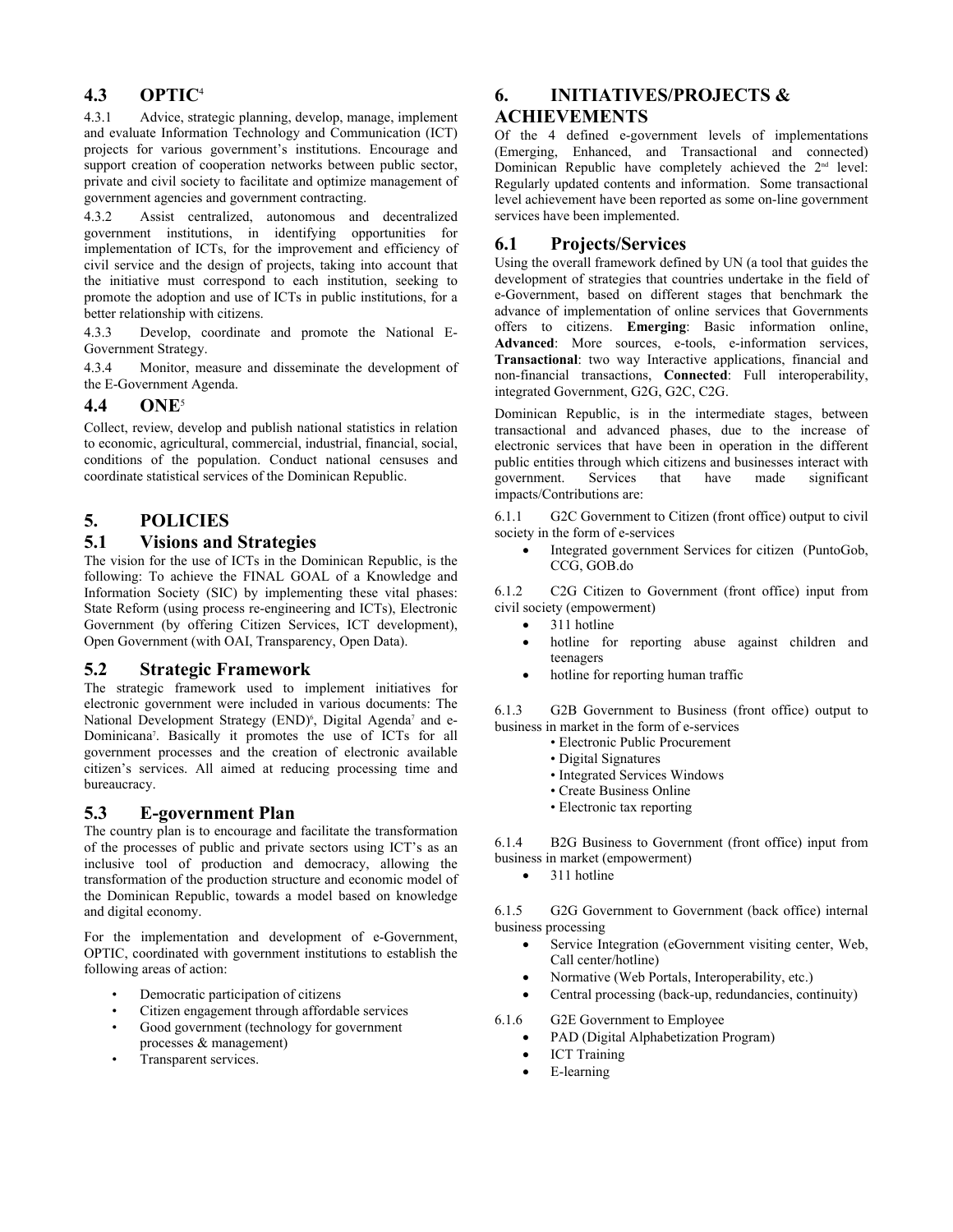## 4.3 OPTIC[4]

4.3.1 Advice, strategic planning, develop, manage, implement and evaluate Information Technology and Communication (ICT) projects for various government's institutions. Encourage and support creation of cooperation networks between public sector, private and civil society to facilitate and optimize management of government agencies and government contracting.

4.3.2 Assist centralized, autonomous and decentralized government institutions, in identifying opportunities for implementation of ICTs, for the improvement and efficiency of civil service and the design of projects, taking into account that the initiative must correspond to each institution, seeking to promote the adoption and use of ICTs in public institutions, for a better relationship with citizens.

4.3.3 Develop, coordinate and promote the National E-Government Strategy.

4.3.4 Monitor, measure and disseminate the development of the E-Government Agenda.

## 4.4 ONE[5]

Collect, review, develop and publish national statistics in relation to economic, agricultural, commercial, industrial, financial, social, conditions of the population. Conduct national censuses and coordinate statistical services of the Dominican Republic.

# 5. POLICIES

## 5.1 Visions and Strategies

The vision for the use of ICTs in the Dominican Republic, is the following: To achieve the FINAL GOAL of a Knowledge and Information Society (SIC) by implementing these vital phases: State Reform (using process re-engineering and ICTs), Electronic Government (by offering Citizen Services, ICT development), Open Government (with OAI, Transparency, Open Data).

## 5.2 Strategic Framework

The strategic framework used to implement initiatives for electronic government were included in various documents: The National Development Strategy (END)[6], Digital Agenda[7] and e-Dominicana[7]. Basically it promotes the use of ICTs for all government processes and the creation of electronic available citizen's services. All aimed at reducing processing time and bureaucracy.

## 5.3 E-government Plan

The country plan is to encourage and facilitate the transformation of the processes of public and private sectors using ICT's as an inclusive tool of production and democracy, allowing the transformation of the production structure and economic model of the Dominican Republic, towards a model based on knowledge and digital economy.

For the implementation and development of e-Government, OPTIC, coordinated with government institutions to establish the following areas of action:

- Democratic participation of citizens
- Citizen engagement through affordable services
- Good government (technology for government processes & management)
- Transparent services.

# 6. INITIATIVES/PROJECTS & ACHIEVEMENTS

Of the 4 defined e-government levels of implementations (Emerging, Enhanced, and Transactional and connected) Dominican Republic have completely achieved the 2[nd] level: Regularly updated contents and information. Some transactional level achievement have been reported as some on-line government services have been implemented.

## 6.1 Projects/Services

Using the overall framework defined by UN (a tool that guides the development of strategies that countries undertake in the field of e-Government, based on different stages that benchmark the advance of implementation of online services that Governments offers to citizens. **Emerging**: Basic information online, **Advanced**: More sources, e-tools, e-information services, **Transactional**: two way Interactive applications, financial and non-financial transactions, **Connected**: Full interoperability, integrated Government, G2G, G2C, C2G.

Dominican Republic, is in the intermediate stages, between transactional and advanced phases, due to the increase of electronic services that have been in operation in the different public entities through which citizens and businesses interact with government. Services that have made significant impacts/Contributions are:

6.1.1 G2C Government to Citizen (front office) output to civil society in the form of e-services

- Integrated government Services for citizen (PuntoGob, CCG, GOB.do

6.1.2 C2G Citizen to Government (front office) input from civil society (empowerment)

- 311 hotline
- hotline for reporting abuse against children and teenagers
- hotline for reporting human traffic

6.1.3 G2B Government to Business (front office) output to business in market in the form of e-services

- Electronic Public Procurement
- Digital Signatures
- Integrated Services Windows
- Create Business Online
- Electronic tax reporting

6.1.4 B2G Business to Government (front office) input from business in market (empowerment)

- 311 hotline

6.1.5 G2G Government to Government (back office) internal business processing

- Service Integration (eGovernment visiting center, Web, Call center/hotline)
- Normative (Web Portals, Interoperability, etc.)
- Central processing (back-up, redundancies, continuity)

6.1.6 G2E Government to Employee

- PAD (Digital Alphabetization Program)
- ICT Training
- E-learning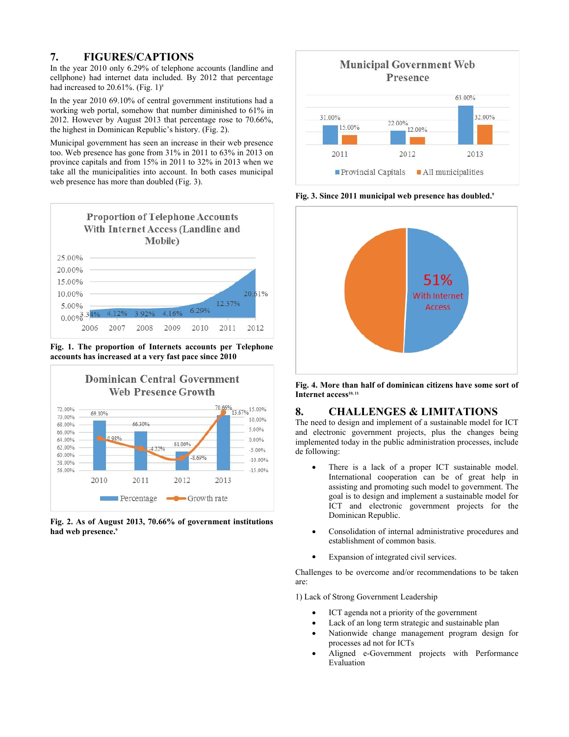## 7. FIGURES/CAPTIONS

In the year 2010 only 6.29% of telephone accounts (landline and cellphone) had internet data included. By 2012 that percentage had increased to 20.61%. (Fig. 1)[8]

In the year 2010 69.10% of central government institutions had a working web portal, somehow that number diminished to 61% in 2012. However by August 2013 that percentage rose to 70.66%, the highest in Dominican Republic's history. (Fig. 2).

Municipal government has seen an increase in their web presence too. Web presence has gone from 31% in 2011 to 63% in 2013 on province capitals and from 15% in 2011 to 32% in 2013 when we take all the municipalities into account. In both cases municipal web presence has more than doubled (Fig. 3).

**Fig. 1. The proportion of Internets accounts per Telephone accounts has increased at a very fast pace since 2010**

**Fig. 2. As of August 2013, 70.66% of government institutions had web presence.**[9]

**Fig. 3. Since 2011 municipal web presence has doubled.**[9]

**Fig. 4. More than half of dominican citizens have some sort of Internet access**[10, 11]

## 8. CHALLENGES & LIMITATIONS

The need to design and implement of a sustainable model for ICT and electronic government projects, plus the changes being implemented today in the public administration processes, include de following:

- There is a lack of a proper ICT sustainable model. International cooperation can be of great help in assisting and promoting such model to government. The goal is to design and implement a sustainable model for ICT and electronic government projects for the Dominican Republic.
- Consolidation of internal administrative procedures and establishment of common basis.
- Expansion of integrated civil services.

Challenges to be overcome and/or recommendations to be taken are:

1) Lack of Strong Government Leadership

- ICT agenda not a priority of the government
- Lack of an long term strategic and sustainable plan
- Nationwide change management program design for processes ad not for ICTs
- Aligned e-Government projects with Performance Evaluation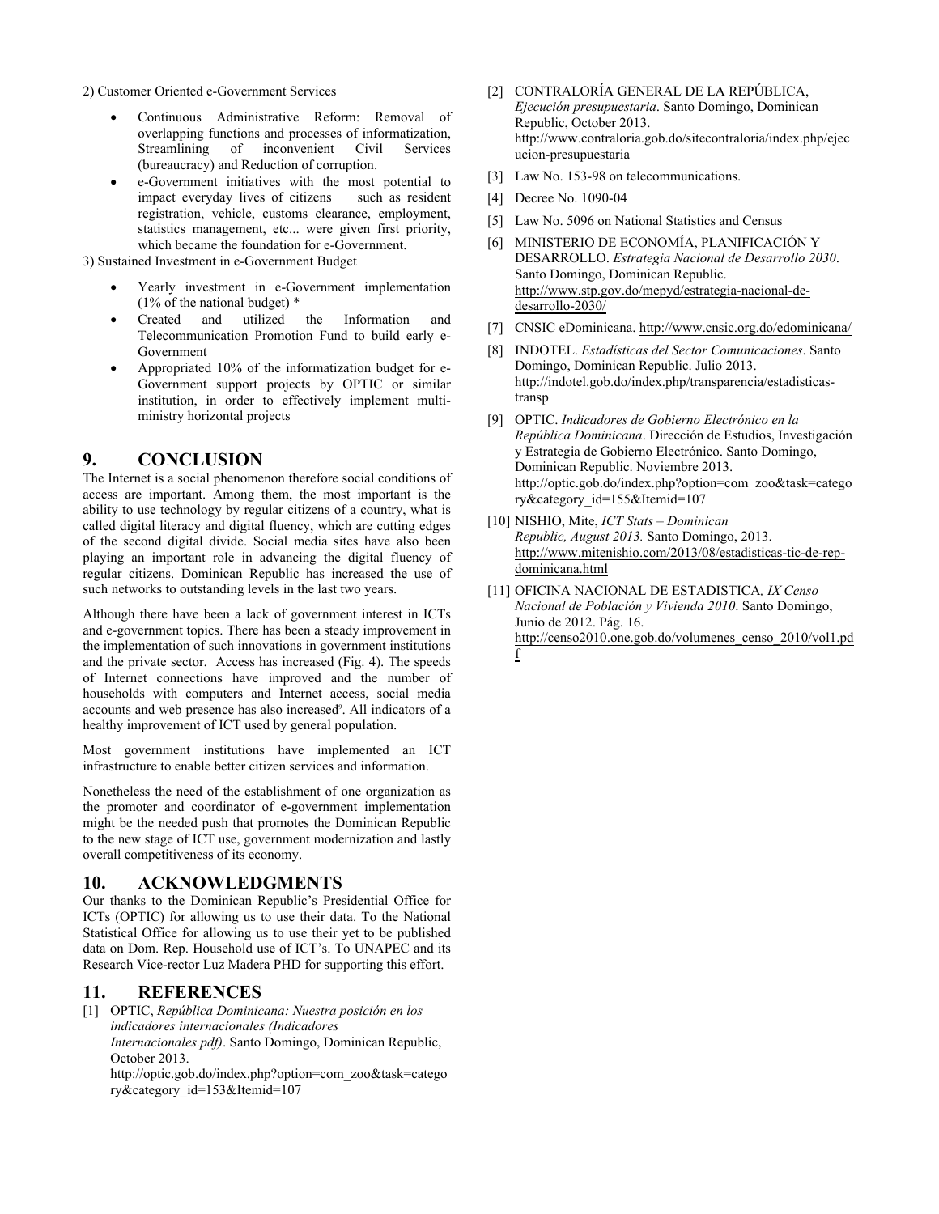2) Customer Oriented e-Government Services

- Continuous Administrative Reform: Removal of overlapping functions and processes of informatization, Streamlining of inconvenient Civil Services (bureaucracy) and Reduction of corruption.
- e-Government initiatives with the most potential to impact everyday lives of citizens such as resident registration, vehicle, customs clearance, employment, statistics management, etc... were given first priority, which became the foundation for e-Government.

3) Sustained Investment in e-Government Budget

- Yearly investment in e-Government implementation (1% of the national budget) *
- Created and utilized the Information and Telecommunication Promotion Fund to build early e-Government
- Appropriated 10% of the informatization budget for e-Government support projects by OPTIC or similar institution, in order to effectively implement multi-ministry horizontal projects

## 9. CONCLUSION

The Internet is a social phenomenon therefore social conditions of access are important. Among them, the most important is the ability to use technology by regular citizens of a country, what is called digital literacy and digital fluency, which are cutting edges of the second digital divide. Social media sites have also been playing an important role in advancing the digital fluency of regular citizens. Dominican Republic has increased the use of such networks to outstanding levels in the last two years.

Although there have been a lack of government interest in ICTs and e-government topics. There has been a steady improvement in the implementation of such innovations in government institutions and the private sector. Access has increased (Fig. 4). The speeds of Internet connections have improved and the number of households with computers and Internet access, social media accounts and web presence has also increased[9]. All indicators of a healthy improvement of ICT used by general population.

Most government institutions have implemented an ICT infrastructure to enable better citizen services and information.

Nonetheless the need of the establishment of one organization as the promoter and coordinator of e-government implementation might be the needed push that promotes the Dominican Republic to the new stage of ICT use, government modernization and lastly overall competitiveness of its economy.

## 10. ACKNOWLEDGMENTS

Our thanks to the Dominican Republic's Presidential Office for ICTs (OPTIC) for allowing us to use their data. To the National Statistical Office for allowing us to use their yet to be published data on Dom. Rep. Household use of ICT's. To UNAPEC and its Research Vice-rector Luz Madera PHD for supporting this effort.

## 11. REFERENCES

[1] OPTIC, *República Dominicana: Nuestra posición en los indicadores internacionales (Indicadores Internacionales.pdf)*. Santo Domingo, Dominican Republic, October 2013. http://optic.gob.do/index.php?option=com_zoo&task=category&category_id=153&Itemid=107

[2] CONTRALORÍA GENERAL DE LA REPÚBLICA, *Ejecución presupuestaria*. Santo Domingo, Dominican Republic, October 2013. http://www.contraloria.gob.do/sitecontraloria/index.php/ejecucion-presupuestaria

[3] Law No. 153-98 on telecommunications.

[4] Decree No. 1090-04

[5] Law No. 5096 on National Statistics and Census

[6] MINISTERIO DE ECONOMÍA, PLANIFICACIÓN Y DESARROLLO. *Estrategia Nacional de Desarrollo 2030*. Santo Domingo, Dominican Republic. http://www.stp.gov.do/mepyd/estrategia-nacional-de-desarrollo-2030/

[7] CNSIC eDominicana. http://www.cnsic.org.do/edominicana/

[8] INDOTEL. *Estadísticas del Sector Comunicaciones*. Santo Domingo, Dominican Republic. Julio 2013. http://indotel.gob.do/index.php/transparencia/estadisticas-transp

[9] OPTIC. *Indicadores de Gobierno Electrónico en la República Dominicana*. Dirección de Estudios, Investigación y Estrategia de Gobierno Electrónico. Santo Domingo, Dominican Republic. Noviembre 2013. http://optic.gob.do/index.php?option=com_zoo&task=category&category_id=155&Itemid=107

[10] NISHIO, Mite, *ICT Stats – Dominican Republic, August 2013.* Santo Domingo, 2013. http://www.mitenishio.com/2013/08/estadisticas-tic-de-rep-dominicana.html

[11] OFICINA NACIONAL DE ESTADISTICA*, IX Censo Nacional de Población y Vivienda 2010*. Santo Domingo, Junio de 2012. Pág. 16. http://censo2010.one.gob.do/volumenes_censo_2010/vol1.pdf